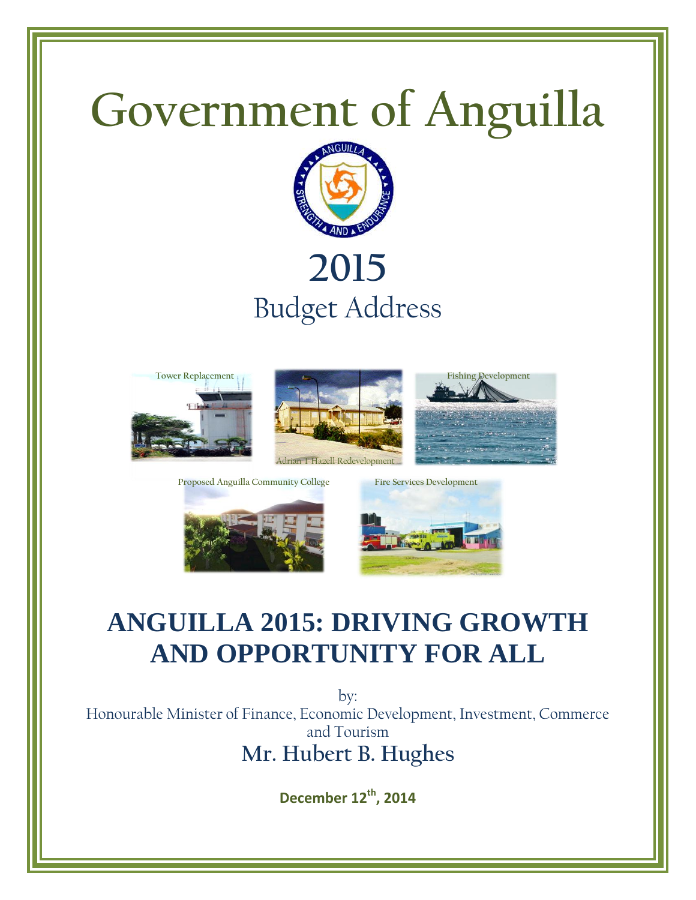# Government of Anguilla

# 2015
## Budget Address

Tower Replacement

Adrian T Hazell Redevelopment

Fishing Development

Proposed Anguilla Community College

Fire Services Development

## ANGUILLA 2015: DRIVING GROWTH AND OPPORTUNITY FOR ALL

by:

Honourable Minister of Finance, Economic Development, Investment, Commerce and Tourism

**Mr. Hubert B. Hughes**

**December 12th, 2014**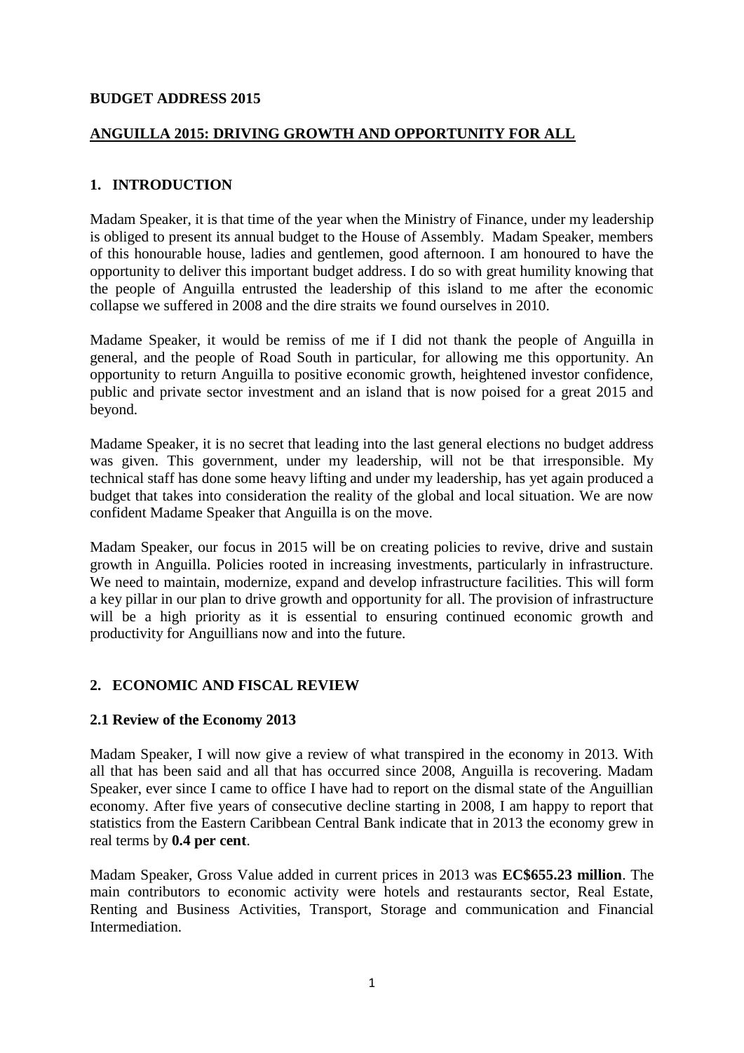**BUDGET ADDRESS 2015**

**ANGUILLA 2015: DRIVING GROWTH AND OPPORTUNITY FOR ALL**

## 1. INTRODUCTION

Madam Speaker, it is that time of the year when the Ministry of Finance, under my leadership is obliged to present its annual budget to the House of Assembly. Madam Speaker, members of this honourable house, ladies and gentlemen, good afternoon. I am honoured to have the opportunity to deliver this important budget address. I do so with great humility knowing that the people of Anguilla entrusted the leadership of this island to me after the economic collapse we suffered in 2008 and the dire straits we found ourselves in 2010.

Madame Speaker, it would be remiss of me if I did not thank the people of Anguilla in general, and the people of Road South in particular, for allowing me this opportunity. An opportunity to return Anguilla to positive economic growth, heightened investor confidence, public and private sector investment and an island that is now poised for a great 2015 and beyond.

Madame Speaker, it is no secret that leading into the last general elections no budget address was given. This government, under my leadership, will not be that irresponsible. My technical staff has done some heavy lifting and under my leadership, has yet again produced a budget that takes into consideration the reality of the global and local situation. We are now confident Madame Speaker that Anguilla is on the move.

Madam Speaker, our focus in 2015 will be on creating policies to revive, drive and sustain growth in Anguilla. Policies rooted in increasing investments, particularly in infrastructure. We need to maintain, modernize, expand and develop infrastructure facilities. This will form a key pillar in our plan to drive growth and opportunity for all. The provision of infrastructure will be a high priority as it is essential to ensuring continued economic growth and productivity for Anguillians now and into the future.

## 2. ECONOMIC AND FISCAL REVIEW

### 2.1 Review of the Economy 2013

Madam Speaker, I will now give a review of what transpired in the economy in 2013. With all that has been said and all that has occurred since 2008, Anguilla is recovering. Madam Speaker, ever since I came to office I have had to report on the dismal state of the Anguillian economy. After five years of consecutive decline starting in 2008, I am happy to report that statistics from the Eastern Caribbean Central Bank indicate that in 2013 the economy grew in real terms by **0.4 per cent**.

Madam Speaker, Gross Value added in current prices in 2013 was **EC$655.23 million**. The main contributors to economic activity were hotels and restaurants sector, Real Estate, Renting and Business Activities, Transport, Storage and communication and Financial Intermediation.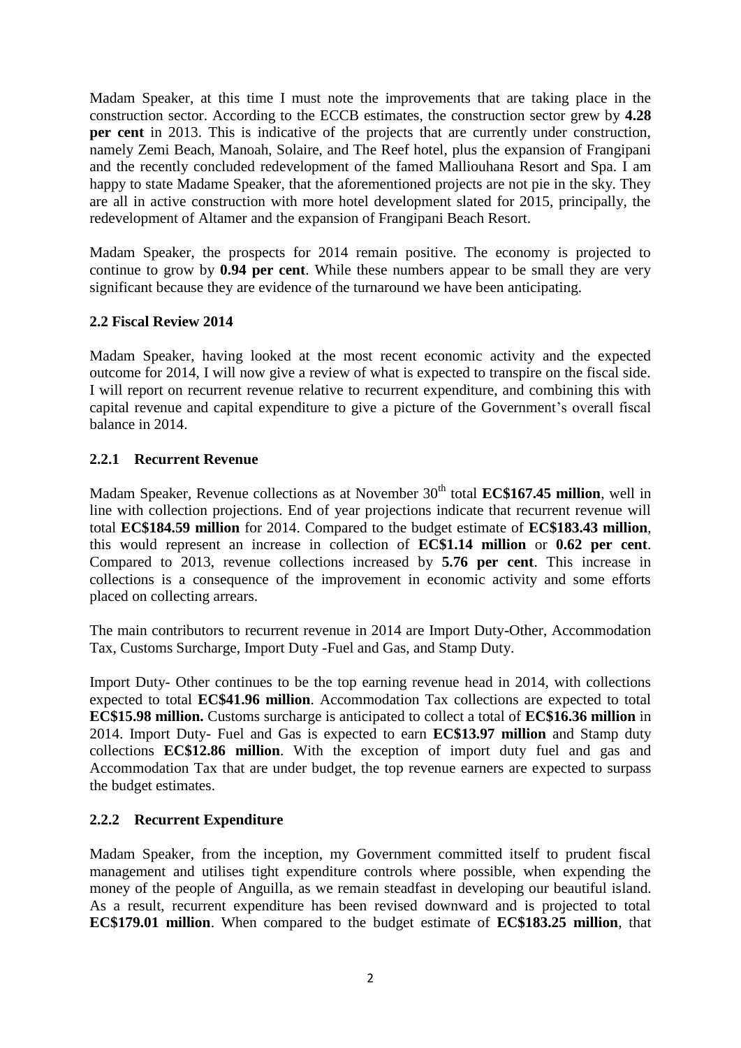Madam Speaker, at this time I must note the improvements that are taking place in the construction sector. According to the ECCB estimates, the construction sector grew by **4.28 per cent** in 2013. This is indicative of the projects that are currently under construction, namely Zemi Beach, Manoah, Solaire, and The Reef hotel, plus the expansion of Frangipani and the recently concluded redevelopment of the famed Malliouhana Resort and Spa. I am happy to state Madame Speaker, that the aforementioned projects are not pie in the sky. They are all in active construction with more hotel development slated for 2015, principally, the redevelopment of Altamer and the expansion of Frangipani Beach Resort.

Madam Speaker, the prospects for 2014 remain positive. The economy is projected to continue to grow by **0.94 per cent**. While these numbers appear to be small they are very significant because they are evidence of the turnaround we have been anticipating.

### 2.2 Fiscal Review 2014

Madam Speaker, having looked at the most recent economic activity and the expected outcome for 2014, I will now give a review of what is expected to transpire on the fiscal side. I will report on recurrent revenue relative to recurrent expenditure, and combining this with capital revenue and capital expenditure to give a picture of the Government's overall fiscal balance in 2014.

#### 2.2.1 Recurrent Revenue

Madam Speaker, Revenue collections as at November 30th total **EC$167.45 million**, well in line with collection projections. End of year projections indicate that recurrent revenue will total **EC$184.59 million** for 2014. Compared to the budget estimate of **EC$183.43 million**, this would represent an increase in collection of **EC$1.14 million** or **0.62 per cent**. Compared to 2013, revenue collections increased by **5.76 per cent**. This increase in collections is a consequence of the improvement in economic activity and some efforts placed on collecting arrears.

The main contributors to recurrent revenue in 2014 are Import Duty-Other, Accommodation Tax, Customs Surcharge, Import Duty -Fuel and Gas, and Stamp Duty.

Import Duty- Other continues to be the top earning revenue head in 2014, with collections expected to total **EC$41.96 million**. Accommodation Tax collections are expected to total **EC$15.98 million.** Customs surcharge is anticipated to collect a total of **EC$16.36 million** in 2014. Import Duty- Fuel and Gas is expected to earn **EC$13.97 million** and Stamp duty collections **EC$12.86 million**. With the exception of import duty fuel and gas and Accommodation Tax that are under budget, the top revenue earners are expected to surpass the budget estimates.

#### 2.2.2 Recurrent Expenditure

Madam Speaker, from the inception, my Government committed itself to prudent fiscal management and utilises tight expenditure controls where possible, when expending the money of the people of Anguilla, as we remain steadfast in developing our beautiful island. As a result, recurrent expenditure has been revised downward and is projected to total **EC$179.01 million**. When compared to the budget estimate of **EC$183.25 million**, that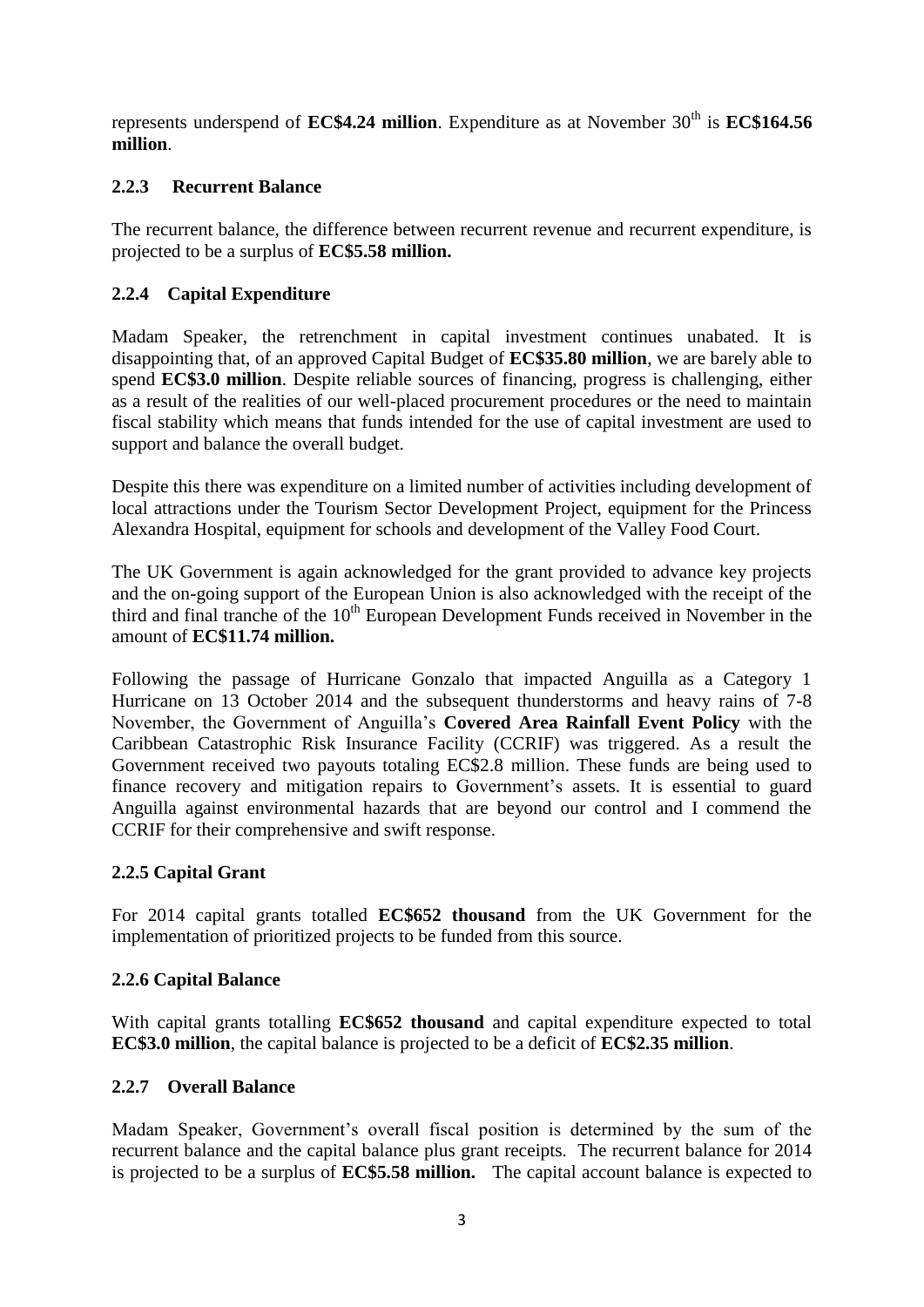represents underspend of **EC$4.24 million**. Expenditure as at November 30th is **EC$164.56 million**.

### 2.2.3 Recurrent Balance

The recurrent balance, the difference between recurrent revenue and recurrent expenditure, is projected to be a surplus of **EC$5.58 million.**

### 2.2.4 Capital Expenditure

Madam Speaker, the retrenchment in capital investment continues unabated. It is disappointing that, of an approved Capital Budget of **EC$35.80 million**, we are barely able to spend **EC$3.0 million**. Despite reliable sources of financing, progress is challenging, either as a result of the realities of our well-placed procurement procedures or the need to maintain fiscal stability which means that funds intended for the use of capital investment are used to support and balance the overall budget.

Despite this there was expenditure on a limited number of activities including development of local attractions under the Tourism Sector Development Project, equipment for the Princess Alexandra Hospital, equipment for schools and development of the Valley Food Court.

The UK Government is again acknowledged for the grant provided to advance key projects and the on-going support of the European Union is also acknowledged with the receipt of the third and final tranche of the 10th European Development Funds received in November in the amount of **EC$11.74 million.**

Following the passage of Hurricane Gonzalo that impacted Anguilla as a Category 1 Hurricane on 13 October 2014 and the subsequent thunderstorms and heavy rains of 7-8 November, the Government of Anguilla's **Covered Area Rainfall Event Policy** with the Caribbean Catastrophic Risk Insurance Facility (CCRIF) was triggered. As a result the Government received two payouts totaling EC$2.8 million. These funds are being used to finance recovery and mitigation repairs to Government's assets. It is essential to guard Anguilla against environmental hazards that are beyond our control and I commend the CCRIF for their comprehensive and swift response.

### 2.2.5 Capital Grant

For 2014 capital grants totalled **EC$652 thousand** from the UK Government for the implementation of prioritized projects to be funded from this source.

### 2.2.6 Capital Balance

With capital grants totalling **EC$652 thousand** and capital expenditure expected to total **EC$3.0 million**, the capital balance is projected to be a deficit of **EC$2.35 million**.

### 2.2.7 Overall Balance

Madam Speaker, Government's overall fiscal position is determined by the sum of the recurrent balance and the capital balance plus grant receipts. The recurrent balance for 2014 is projected to be a surplus of **EC$5.58 million.** The capital account balance is expected to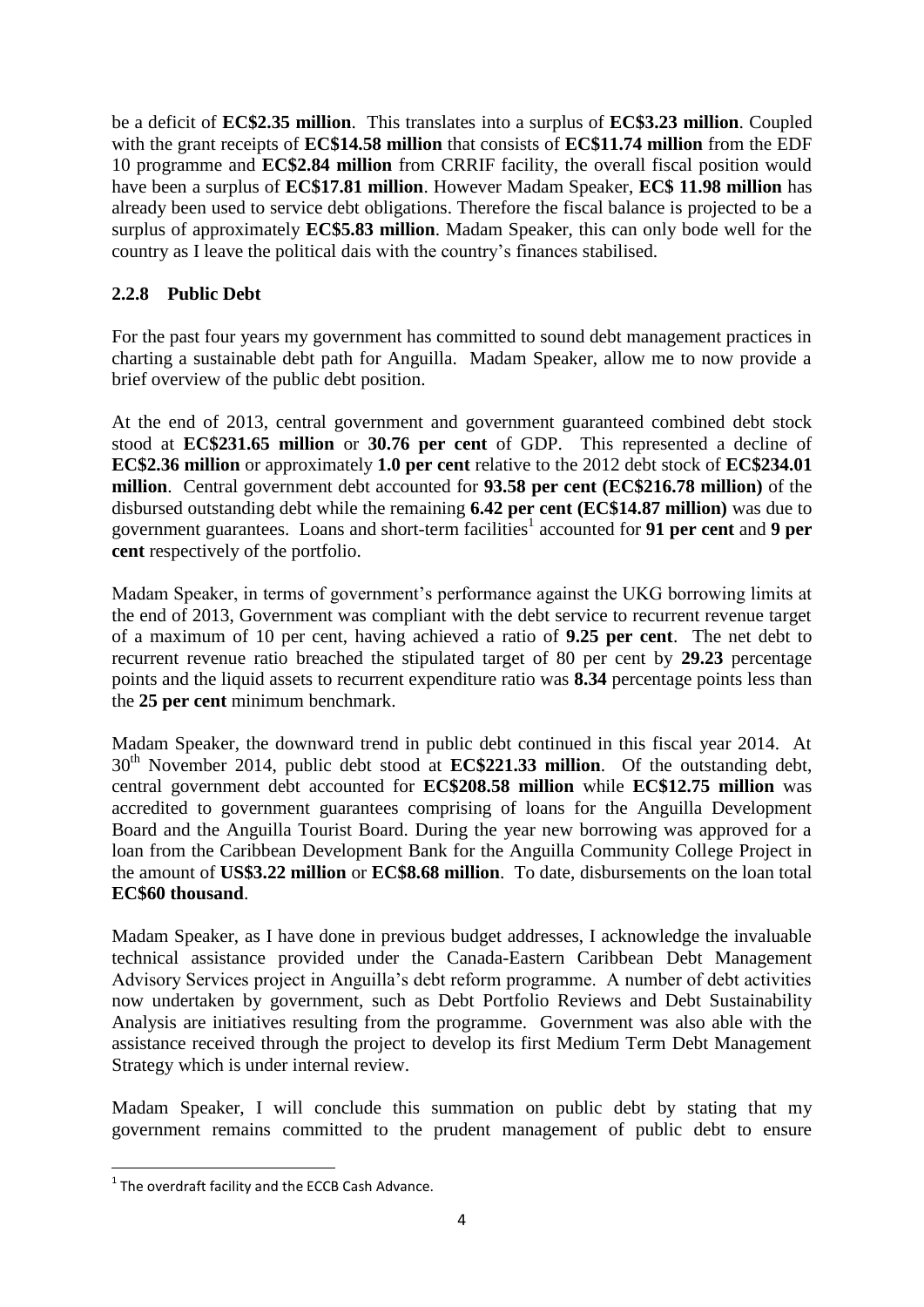be a deficit of **EC$2.35 million**. This translates into a surplus of **EC$3.23 million**. Coupled with the grant receipts of **EC$14.58 million** that consists of **EC$11.74 million** from the EDF 10 programme and **EC$2.84 million** from CRRIF facility, the overall fiscal position would have been a surplus of **EC$17.81 million**. However Madam Speaker, **EC$ 11.98 million** has already been used to service debt obligations. Therefore the fiscal balance is projected to be a surplus of approximately **EC$5.83 million**. Madam Speaker, this can only bode well for the country as I leave the political dais with the country's finances stabilised.

### 2.2.8 Public Debt

For the past four years my government has committed to sound debt management practices in charting a sustainable debt path for Anguilla. Madam Speaker, allow me to now provide a brief overview of the public debt position.

At the end of 2013, central government and government guaranteed combined debt stock stood at **EC$231.65 million** or **30.76 per cent** of GDP. This represented a decline of **EC$2.36 million** or approximately **1.0 per cent** relative to the 2012 debt stock of **EC$234.01 million**. Central government debt accounted for **93.58 per cent (EC$216.78 million)** of the disbursed outstanding debt while the remaining **6.42 per cent (EC$14.87 million)** was due to government guarantees. Loans and short-term facilities[1] accounted for **91 per cent** and **9 per cent** respectively of the portfolio.

Madam Speaker, in terms of government's performance against the UKG borrowing limits at the end of 2013, Government was compliant with the debt service to recurrent revenue target of a maximum of 10 per cent, having achieved a ratio of **9.25 per cent**. The net debt to recurrent revenue ratio breached the stipulated target of 80 per cent by **29.23** percentage points and the liquid assets to recurrent expenditure ratio was **8.34** percentage points less than the **25 per cent** minimum benchmark.

Madam Speaker, the downward trend in public debt continued in this fiscal year 2014. At 30th November 2014, public debt stood at **EC$221.33 million**. Of the outstanding debt, central government debt accounted for **EC$208.58 million** while **EC$12.75 million** was accredited to government guarantees comprising of loans for the Anguilla Development Board and the Anguilla Tourist Board. During the year new borrowing was approved for a loan from the Caribbean Development Bank for the Anguilla Community College Project in the amount of **US$3.22 million** or **EC$8.68 million**. To date, disbursements on the loan total **EC$60 thousand**.

Madam Speaker, as I have done in previous budget addresses, I acknowledge the invaluable technical assistance provided under the Canada-Eastern Caribbean Debt Management Advisory Services project in Anguilla's debt reform programme. A number of debt activities now undertaken by government, such as Debt Portfolio Reviews and Debt Sustainability Analysis are initiatives resulting from the programme. Government was also able with the assistance received through the project to develop its first Medium Term Debt Management Strategy which is under internal review.

Madam Speaker, I will conclude this summation on public debt by stating that my government remains committed to the prudent management of public debt to ensure

[1] The overdraft facility and the ECCB Cash Advance.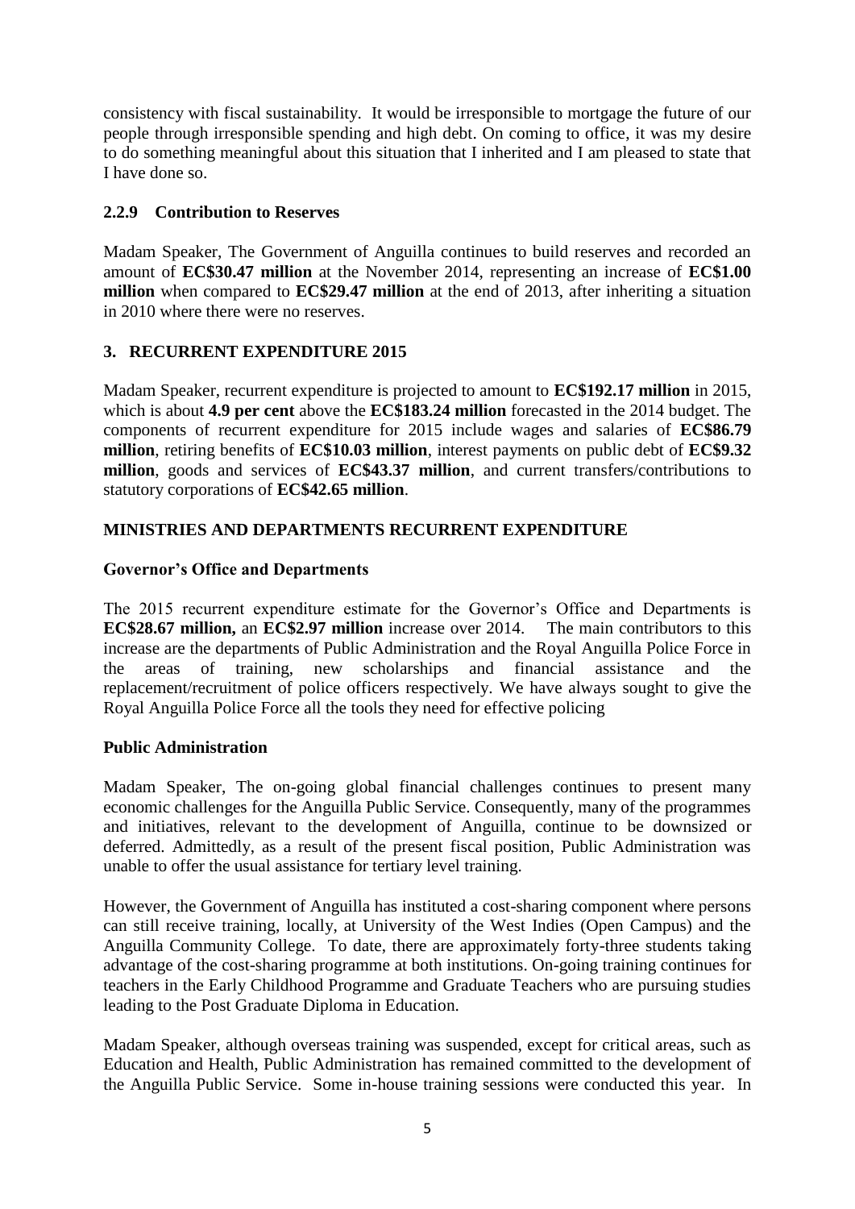consistency with fiscal sustainability. It would be irresponsible to mortgage the future of our people through irresponsible spending and high debt. On coming to office, it was my desire to do something meaningful about this situation that I inherited and I am pleased to state that I have done so.

### 2.2.9 Contribution to Reserves

Madam Speaker, The Government of Anguilla continues to build reserves and recorded an amount of **EC$30.47 million** at the November 2014, representing an increase of **EC$1.00 million** when compared to **EC$29.47 million** at the end of 2013, after inheriting a situation in 2010 where there were no reserves.

## 3. RECURRENT EXPENDITURE 2015

Madam Speaker, recurrent expenditure is projected to amount to **EC$192.17 million** in 2015, which is about **4.9 per cent** above the **EC$183.24 million** forecasted in the 2014 budget. The components of recurrent expenditure for 2015 include wages and salaries of **EC$86.79 million**, retiring benefits of **EC$10.03 million**, interest payments on public debt of **EC$9.32 million**, goods and services of **EC$43.37 million**, and current transfers/contributions to statutory corporations of **EC$42.65 million**.

## MINISTRIES AND DEPARTMENTS RECURRENT EXPENDITURE

### Governor's Office and Departments

The 2015 recurrent expenditure estimate for the Governor's Office and Departments is **EC$28.67 million,** an **EC$2.97 million** increase over 2014. The main contributors to this increase are the departments of Public Administration and the Royal Anguilla Police Force in the areas of training, new scholarships and financial assistance and the replacement/recruitment of police officers respectively. We have always sought to give the Royal Anguilla Police Force all the tools they need for effective policing

### Public Administration

Madam Speaker, The on-going global financial challenges continues to present many economic challenges for the Anguilla Public Service. Consequently, many of the programmes and initiatives, relevant to the development of Anguilla, continue to be downsized or deferred. Admittedly, as a result of the present fiscal position, Public Administration was unable to offer the usual assistance for tertiary level training.

However, the Government of Anguilla has instituted a cost-sharing component where persons can still receive training, locally, at University of the West Indies (Open Campus) and the Anguilla Community College. To date, there are approximately forty-three students taking advantage of the cost-sharing programme at both institutions. On-going training continues for teachers in the Early Childhood Programme and Graduate Teachers who are pursuing studies leading to the Post Graduate Diploma in Education.

Madam Speaker, although overseas training was suspended, except for critical areas, such as Education and Health, Public Administration has remained committed to the development of the Anguilla Public Service. Some in-house training sessions were conducted this year. In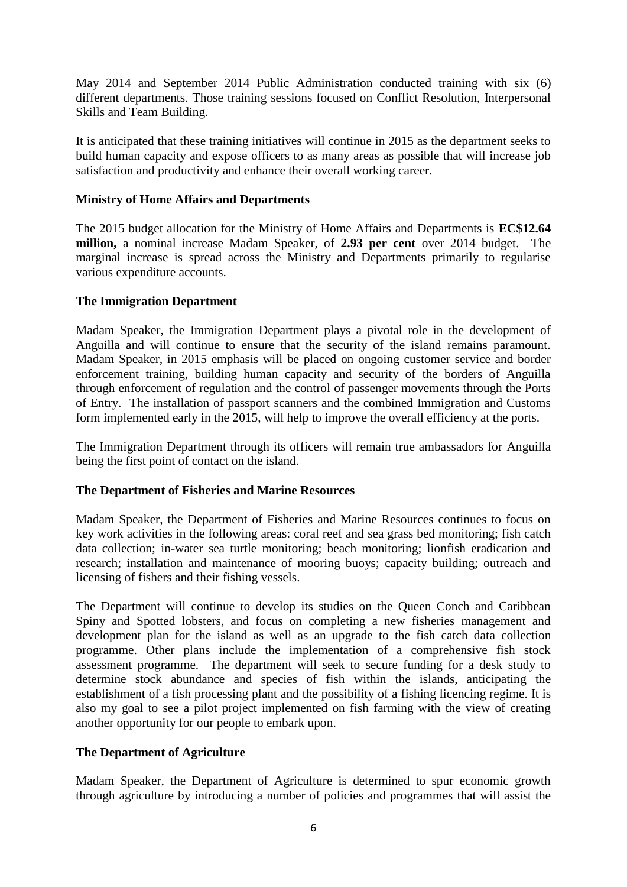May 2014 and September 2014 Public Administration conducted training with six (6) different departments. Those training sessions focused on Conflict Resolution, Interpersonal Skills and Team Building.

It is anticipated that these training initiatives will continue in 2015 as the department seeks to build human capacity and expose officers to as many areas as possible that will increase job satisfaction and productivity and enhance their overall working career.

**Ministry of Home Affairs and Departments**

The 2015 budget allocation for the Ministry of Home Affairs and Departments is **EC$12.64 million,** a nominal increase Madam Speaker, of **2.93 per cent** over 2014 budget. The marginal increase is spread across the Ministry and Departments primarily to regularise various expenditure accounts.

**The Immigration Department**

Madam Speaker, the Immigration Department plays a pivotal role in the development of Anguilla and will continue to ensure that the security of the island remains paramount. Madam Speaker, in 2015 emphasis will be placed on ongoing customer service and border enforcement training, building human capacity and security of the borders of Anguilla through enforcement of regulation and the control of passenger movements through the Ports of Entry. The installation of passport scanners and the combined Immigration and Customs form implemented early in the 2015, will help to improve the overall efficiency at the ports.

The Immigration Department through its officers will remain true ambassadors for Anguilla being the first point of contact on the island.

**The Department of Fisheries and Marine Resources**

Madam Speaker, the Department of Fisheries and Marine Resources continues to focus on key work activities in the following areas: coral reef and sea grass bed monitoring; fish catch data collection; in-water sea turtle monitoring; beach monitoring; lionfish eradication and research; installation and maintenance of mooring buoys; capacity building; outreach and licensing of fishers and their fishing vessels.

The Department will continue to develop its studies on the Queen Conch and Caribbean Spiny and Spotted lobsters, and focus on completing a new fisheries management and development plan for the island as well as an upgrade to the fish catch data collection programme. Other plans include the implementation of a comprehensive fish stock assessment programme. The department will seek to secure funding for a desk study to determine stock abundance and species of fish within the islands, anticipating the establishment of a fish processing plant and the possibility of a fishing licencing regime. It is also my goal to see a pilot project implemented on fish farming with the view of creating another opportunity for our people to embark upon.

**The Department of Agriculture**

Madam Speaker, the Department of Agriculture is determined to spur economic growth through agriculture by introducing a number of policies and programmes that will assist the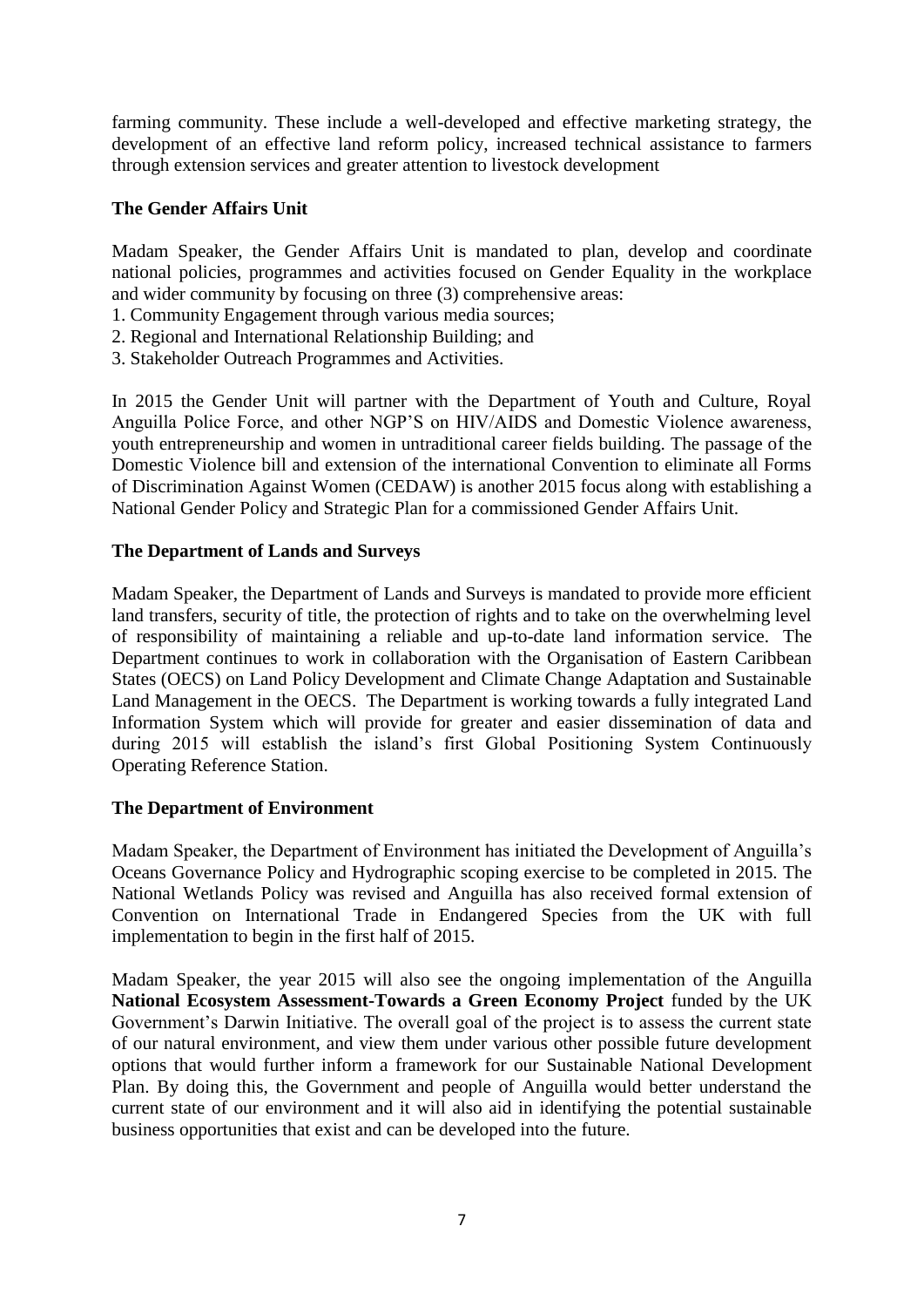farming community. These include a well-developed and effective marketing strategy, the development of an effective land reform policy, increased technical assistance to farmers through extension services and greater attention to livestock development

**The Gender Affairs Unit**

Madam Speaker, the Gender Affairs Unit is mandated to plan, develop and coordinate national policies, programmes and activities focused on Gender Equality in the workplace and wider community by focusing on three (3) comprehensive areas:

1. Community Engagement through various media sources;
2. Regional and International Relationship Building; and
3. Stakeholder Outreach Programmes and Activities.

In 2015 the Gender Unit will partner with the Department of Youth and Culture, Royal Anguilla Police Force, and other NGP'S on HIV/AIDS and Domestic Violence awareness, youth entrepreneurship and women in untraditional career fields building. The passage of the Domestic Violence bill and extension of the international Convention to eliminate all Forms of Discrimination Against Women (CEDAW) is another 2015 focus along with establishing a National Gender Policy and Strategic Plan for a commissioned Gender Affairs Unit.

**The Department of Lands and Surveys**

Madam Speaker, the Department of Lands and Surveys is mandated to provide more efficient land transfers, security of title, the protection of rights and to take on the overwhelming level of responsibility of maintaining a reliable and up-to-date land information service. The Department continues to work in collaboration with the Organisation of Eastern Caribbean States (OECS) on Land Policy Development and Climate Change Adaptation and Sustainable Land Management in the OECS. The Department is working towards a fully integrated Land Information System which will provide for greater and easier dissemination of data and during 2015 will establish the island's first Global Positioning System Continuously Operating Reference Station.

**The Department of Environment**

Madam Speaker, the Department of Environment has initiated the Development of Anguilla's Oceans Governance Policy and Hydrographic scoping exercise to be completed in 2015. The National Wetlands Policy was revised and Anguilla has also received formal extension of Convention on International Trade in Endangered Species from the UK with full implementation to begin in the first half of 2015.

Madam Speaker, the year 2015 will also see the ongoing implementation of the Anguilla **National Ecosystem Assessment-Towards a Green Economy Project** funded by the UK Government's Darwin Initiative. The overall goal of the project is to assess the current state of our natural environment, and view them under various other possible future development options that would further inform a framework for our Sustainable National Development Plan. By doing this, the Government and people of Anguilla would better understand the current state of our environment and it will also aid in identifying the potential sustainable business opportunities that exist and can be developed into the future.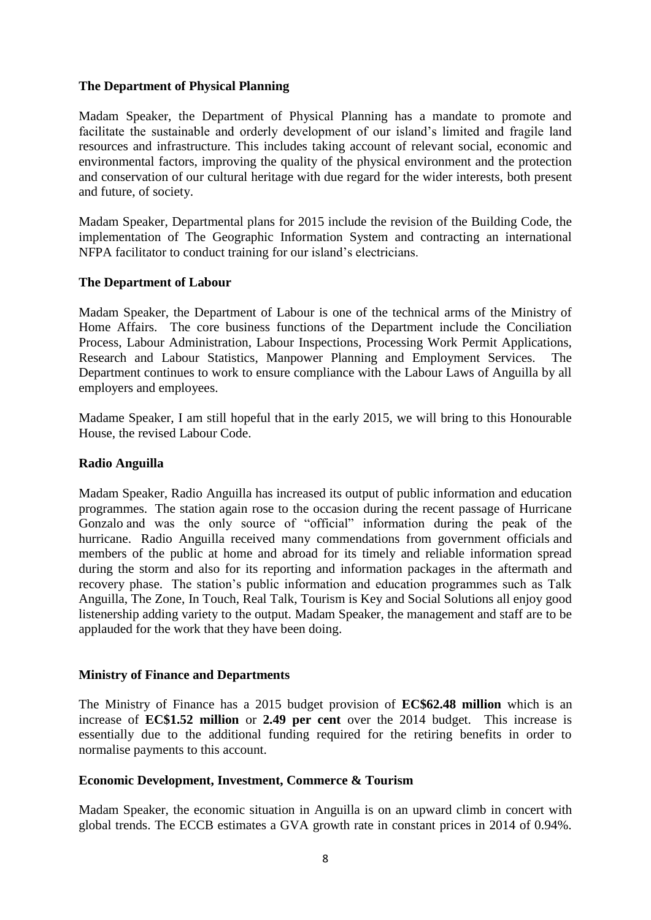### The Department of Physical Planning

Madam Speaker, the Department of Physical Planning has a mandate to promote and facilitate the sustainable and orderly development of our island's limited and fragile land resources and infrastructure. This includes taking account of relevant social, economic and environmental factors, improving the quality of the physical environment and the protection and conservation of our cultural heritage with due regard for the wider interests, both present and future, of society.

Madam Speaker, Departmental plans for 2015 include the revision of the Building Code, the implementation of The Geographic Information System and contracting an international NFPA facilitator to conduct training for our island's electricians.

### The Department of Labour

Madam Speaker, the Department of Labour is one of the technical arms of the Ministry of Home Affairs. The core business functions of the Department include the Conciliation Process, Labour Administration, Labour Inspections, Processing Work Permit Applications, Research and Labour Statistics, Manpower Planning and Employment Services. The Department continues to work to ensure compliance with the Labour Laws of Anguilla by all employers and employees.

Madame Speaker, I am still hopeful that in the early 2015, we will bring to this Honourable House, the revised Labour Code.

### Radio Anguilla

Madam Speaker, Radio Anguilla has increased its output of public information and education programmes. The station again rose to the occasion during the recent passage of Hurricane Gonzalo and was the only source of "official" information during the peak of the hurricane. Radio Anguilla received many commendations from government officials and members of the public at home and abroad for its timely and reliable information spread during the storm and also for its reporting and information packages in the aftermath and recovery phase. The station's public information and education programmes such as Talk Anguilla, The Zone, In Touch, Real Talk, Tourism is Key and Social Solutions all enjoy good listenership adding variety to the output. Madam Speaker, the management and staff are to be applauded for the work that they have been doing.

### Ministry of Finance and Departments

The Ministry of Finance has a 2015 budget provision of **EC$62.48 million** which is an increase of **EC$1.52 million** or **2.49 per cent** over the 2014 budget. This increase is essentially due to the additional funding required for the retiring benefits in order to normalise payments to this account.

### Economic Development, Investment, Commerce & Tourism

Madam Speaker, the economic situation in Anguilla is on an upward climb in concert with global trends. The ECCB estimates a GVA growth rate in constant prices in 2014 of 0.94%.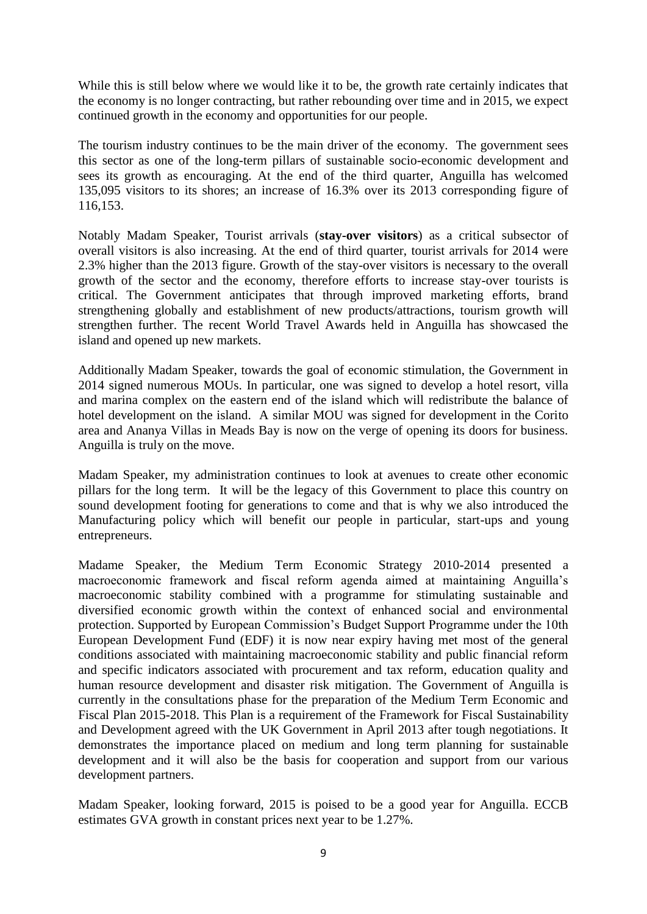While this is still below where we would like it to be, the growth rate certainly indicates that the economy is no longer contracting, but rather rebounding over time and in 2015, we expect continued growth in the economy and opportunities for our people.

The tourism industry continues to be the main driver of the economy. The government sees this sector as one of the long-term pillars of sustainable socio-economic development and sees its growth as encouraging. At the end of the third quarter, Anguilla has welcomed 135,095 visitors to its shores; an increase of 16.3% over its 2013 corresponding figure of 116,153.

Notably Madam Speaker, Tourist arrivals (**stay-over visitors**) as a critical subsector of overall visitors is also increasing. At the end of third quarter, tourist arrivals for 2014 were 2.3% higher than the 2013 figure. Growth of the stay-over visitors is necessary to the overall growth of the sector and the economy, therefore efforts to increase stay-over tourists is critical. The Government anticipates that through improved marketing efforts, brand strengthening globally and establishment of new products/attractions, tourism growth will strengthen further. The recent World Travel Awards held in Anguilla has showcased the island and opened up new markets.

Additionally Madam Speaker, towards the goal of economic stimulation, the Government in 2014 signed numerous MOUs. In particular, one was signed to develop a hotel resort, villa and marina complex on the eastern end of the island which will redistribute the balance of hotel development on the island. A similar MOU was signed for development in the Corito area and Ananya Villas in Meads Bay is now on the verge of opening its doors for business. Anguilla is truly on the move.

Madam Speaker, my administration continues to look at avenues to create other economic pillars for the long term. It will be the legacy of this Government to place this country on sound development footing for generations to come and that is why we also introduced the Manufacturing policy which will benefit our people in particular, start-ups and young entrepreneurs.

Madame Speaker, the Medium Term Economic Strategy 2010-2014 presented a macroeconomic framework and fiscal reform agenda aimed at maintaining Anguilla's macroeconomic stability combined with a programme for stimulating sustainable and diversified economic growth within the context of enhanced social and environmental protection. Supported by European Commission's Budget Support Programme under the 10th European Development Fund (EDF) it is now near expiry having met most of the general conditions associated with maintaining macroeconomic stability and public financial reform and specific indicators associated with procurement and tax reform, education quality and human resource development and disaster risk mitigation. The Government of Anguilla is currently in the consultations phase for the preparation of the Medium Term Economic and Fiscal Plan 2015-2018. This Plan is a requirement of the Framework for Fiscal Sustainability and Development agreed with the UK Government in April 2013 after tough negotiations. It demonstrates the importance placed on medium and long term planning for sustainable development and it will also be the basis for cooperation and support from our various development partners.

Madam Speaker, looking forward, 2015 is poised to be a good year for Anguilla. ECCB estimates GVA growth in constant prices next year to be 1.27%.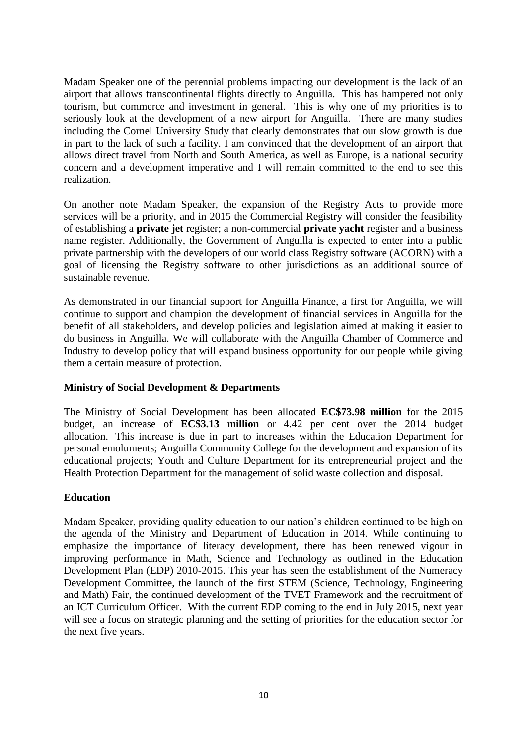Madam Speaker one of the perennial problems impacting our development is the lack of an airport that allows transcontinental flights directly to Anguilla. This has hampered not only tourism, but commerce and investment in general. This is why one of my priorities is to seriously look at the development of a new airport for Anguilla. There are many studies including the Cornel University Study that clearly demonstrates that our slow growth is due in part to the lack of such a facility. I am convinced that the development of an airport that allows direct travel from North and South America, as well as Europe, is a national security concern and a development imperative and I will remain committed to the end to see this realization.

On another note Madam Speaker, the expansion of the Registry Acts to provide more services will be a priority, and in 2015 the Commercial Registry will consider the feasibility of establishing a **private jet** register; a non-commercial **private yacht** register and a business name register. Additionally, the Government of Anguilla is expected to enter into a public private partnership with the developers of our world class Registry software (ACORN) with a goal of licensing the Registry software to other jurisdictions as an additional source of sustainable revenue.

As demonstrated in our financial support for Anguilla Finance, a first for Anguilla, we will continue to support and champion the development of financial services in Anguilla for the benefit of all stakeholders, and develop policies and legislation aimed at making it easier to do business in Anguilla. We will collaborate with the Anguilla Chamber of Commerce and Industry to develop policy that will expand business opportunity for our people while giving them a certain measure of protection.

**Ministry of Social Development & Departments**

The Ministry of Social Development has been allocated **EC$73.98 million** for the 2015 budget, an increase of **EC$3.13 million** or 4.42 per cent over the 2014 budget allocation. This increase is due in part to increases within the Education Department for personal emoluments; Anguilla Community College for the development and expansion of its educational projects; Youth and Culture Department for its entrepreneurial project and the Health Protection Department for the management of solid waste collection and disposal.

**Education**

Madam Speaker, providing quality education to our nation's children continued to be high on the agenda of the Ministry and Department of Education in 2014. While continuing to emphasize the importance of literacy development, there has been renewed vigour in improving performance in Math, Science and Technology as outlined in the Education Development Plan (EDP) 2010-2015. This year has seen the establishment of the Numeracy Development Committee, the launch of the first STEM (Science, Technology, Engineering and Math) Fair, the continued development of the TVET Framework and the recruitment of an ICT Curriculum Officer. With the current EDP coming to the end in July 2015, next year will see a focus on strategic planning and the setting of priorities for the education sector for the next five years.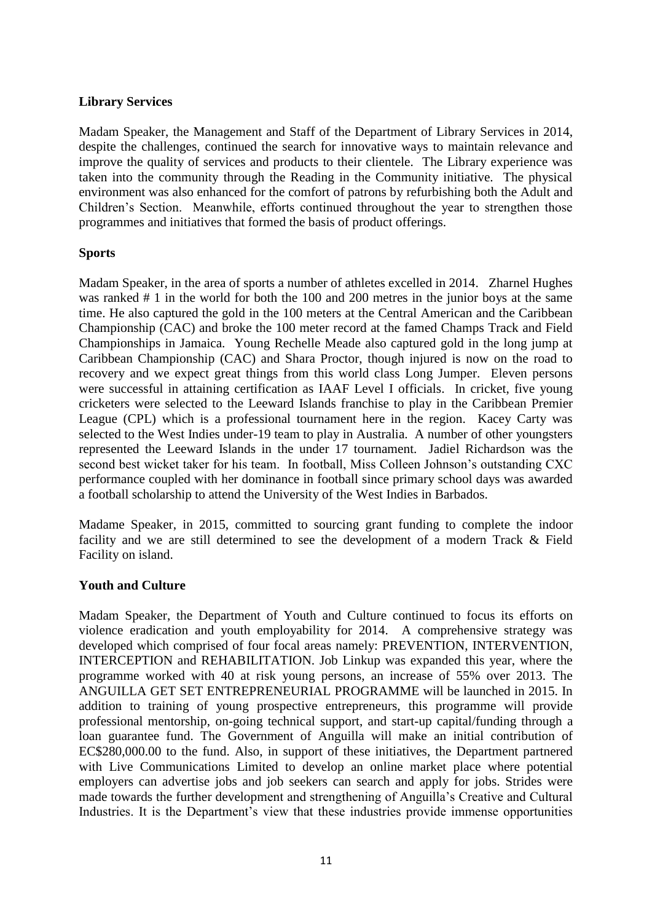**Library Services**

Madam Speaker, the Management and Staff of the Department of Library Services in 2014, despite the challenges, continued the search for innovative ways to maintain relevance and improve the quality of services and products to their clientele. The Library experience was taken into the community through the Reading in the Community initiative. The physical environment was also enhanced for the comfort of patrons by refurbishing both the Adult and Children's Section. Meanwhile, efforts continued throughout the year to strengthen those programmes and initiatives that formed the basis of product offerings.

**Sports**

Madam Speaker, in the area of sports a number of athletes excelled in 2014. Zharnel Hughes was ranked # 1 in the world for both the 100 and 200 metres in the junior boys at the same time. He also captured the gold in the 100 meters at the Central American and the Caribbean Championship (CAC) and broke the 100 meter record at the famed Champs Track and Field Championships in Jamaica. Young Rechelle Meade also captured gold in the long jump at Caribbean Championship (CAC) and Shara Proctor, though injured is now on the road to recovery and we expect great things from this world class Long Jumper. Eleven persons were successful in attaining certification as IAAF Level I officials. In cricket, five young cricketers were selected to the Leeward Islands franchise to play in the Caribbean Premier League (CPL) which is a professional tournament here in the region. Kacey Carty was selected to the West Indies under-19 team to play in Australia. A number of other youngsters represented the Leeward Islands in the under 17 tournament. Jadiel Richardson was the second best wicket taker for his team. In football, Miss Colleen Johnson's outstanding CXC performance coupled with her dominance in football since primary school days was awarded a football scholarship to attend the University of the West Indies in Barbados.

Madame Speaker, in 2015, committed to sourcing grant funding to complete the indoor facility and we are still determined to see the development of a modern Track & Field Facility on island.

**Youth and Culture**

Madam Speaker, the Department of Youth and Culture continued to focus its efforts on violence eradication and youth employability for 2014. A comprehensive strategy was developed which comprised of four focal areas namely: PREVENTION, INTERVENTION, INTERCEPTION and REHABILITATION. Job Linkup was expanded this year, where the programme worked with 40 at risk young persons, an increase of 55% over 2013. The ANGUILLA GET SET ENTREPRENEURIAL PROGRAMME will be launched in 2015. In addition to training of young prospective entrepreneurs, this programme will provide professional mentorship, on-going technical support, and start-up capital/funding through a loan guarantee fund. The Government of Anguilla will make an initial contribution of EC$280,000.00 to the fund. Also, in support of these initiatives, the Department partnered with Live Communications Limited to develop an online market place where potential employers can advertise jobs and job seekers can search and apply for jobs. Strides were made towards the further development and strengthening of Anguilla's Creative and Cultural Industries. It is the Department's view that these industries provide immense opportunities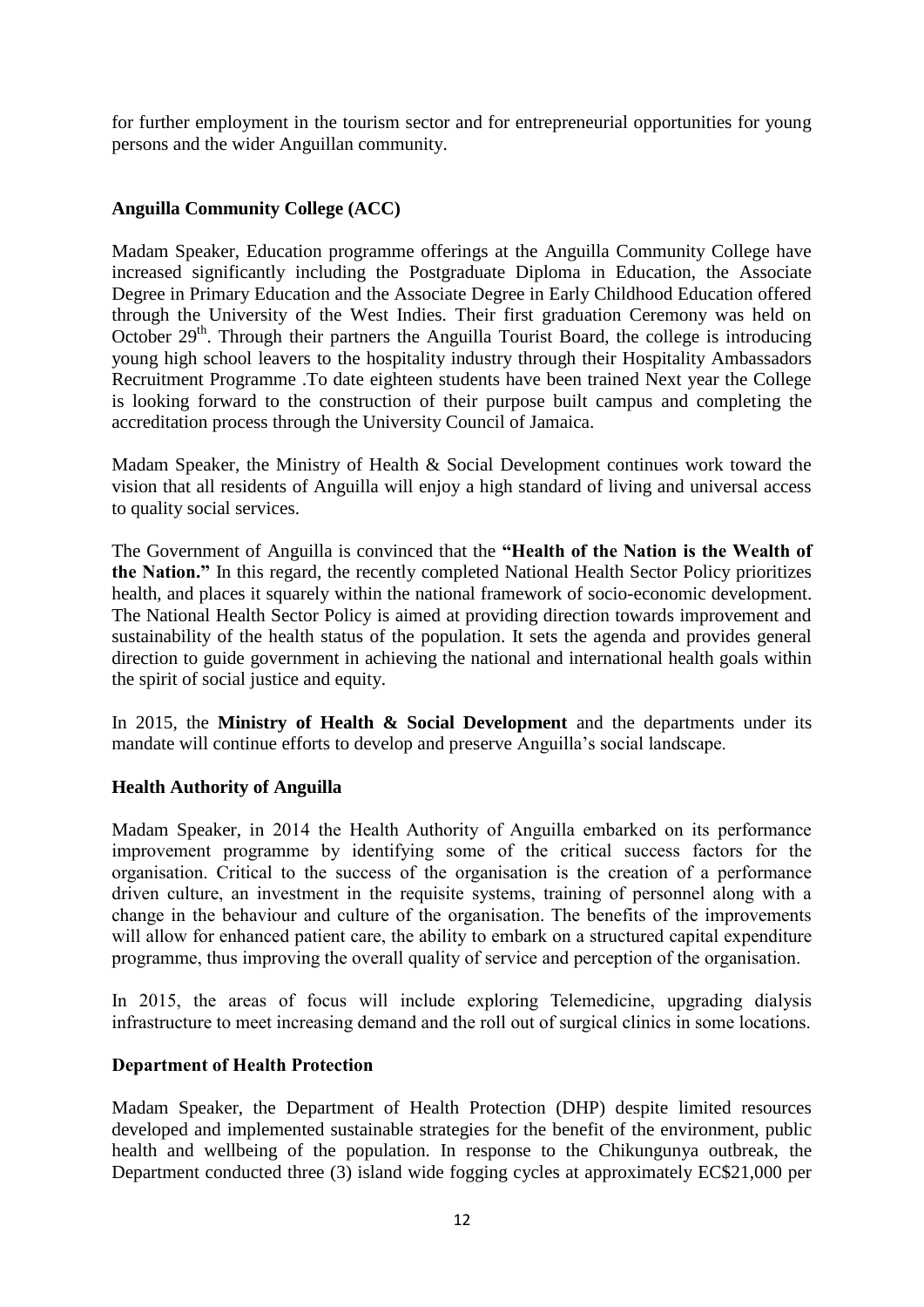for further employment in the tourism sector and for entrepreneurial opportunities for young persons and the wider Anguillan community.

### Anguilla Community College (ACC)

Madam Speaker, Education programme offerings at the Anguilla Community College have increased significantly including the Postgraduate Diploma in Education, the Associate Degree in Primary Education and the Associate Degree in Early Childhood Education offered through the University of the West Indies. Their first graduation Ceremony was held on October 29th. Through their partners the Anguilla Tourist Board, the college is introducing young high school leavers to the hospitality industry through their Hospitality Ambassadors Recruitment Programme .To date eighteen students have been trained Next year the College is looking forward to the construction of their purpose built campus and completing the accreditation process through the University Council of Jamaica.

Madam Speaker, the Ministry of Health & Social Development continues work toward the vision that all residents of Anguilla will enjoy a high standard of living and universal access to quality social services.

The Government of Anguilla is convinced that the **"Health of the Nation is the Wealth of the Nation."** In this regard, the recently completed National Health Sector Policy prioritizes health, and places it squarely within the national framework of socio-economic development. The National Health Sector Policy is aimed at providing direction towards improvement and sustainability of the health status of the population. It sets the agenda and provides general direction to guide government in achieving the national and international health goals within the spirit of social justice and equity.

In 2015, the **Ministry of Health & Social Development** and the departments under its mandate will continue efforts to develop and preserve Anguilla's social landscape.

### Health Authority of Anguilla

Madam Speaker, in 2014 the Health Authority of Anguilla embarked on its performance improvement programme by identifying some of the critical success factors for the organisation. Critical to the success of the organisation is the creation of a performance driven culture, an investment in the requisite systems, training of personnel along with a change in the behaviour and culture of the organisation. The benefits of the improvements will allow for enhanced patient care, the ability to embark on a structured capital expenditure programme, thus improving the overall quality of service and perception of the organisation.

In 2015, the areas of focus will include exploring Telemedicine, upgrading dialysis infrastructure to meet increasing demand and the roll out of surgical clinics in some locations.

### Department of Health Protection

Madam Speaker, the Department of Health Protection (DHP) despite limited resources developed and implemented sustainable strategies for the benefit of the environment, public health and wellbeing of the population. In response to the Chikungunya outbreak, the Department conducted three (3) island wide fogging cycles at approximately EC$21,000 per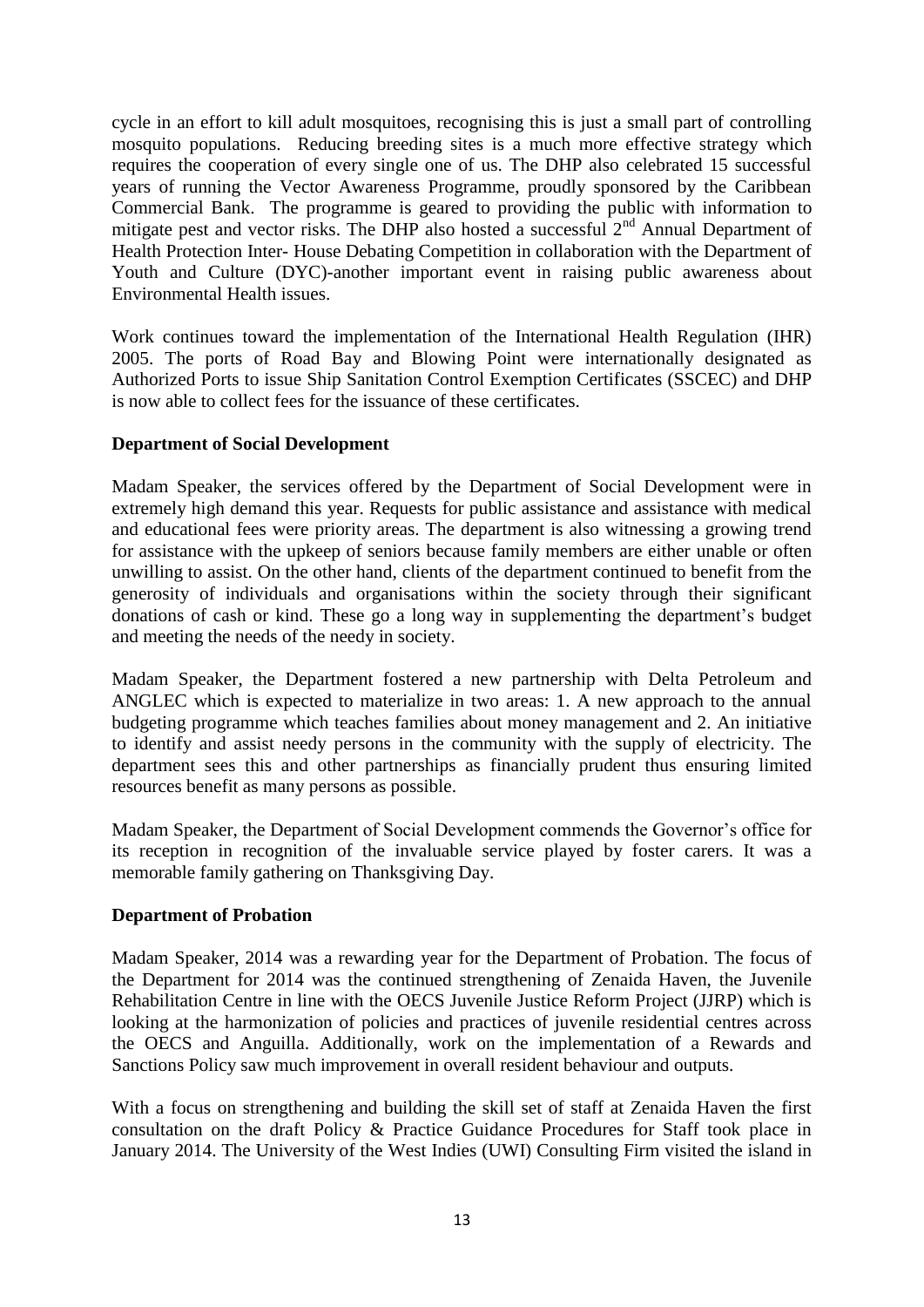cycle in an effort to kill adult mosquitoes, recognising this is just a small part of controlling mosquito populations. Reducing breeding sites is a much more effective strategy which requires the cooperation of every single one of us. The DHP also celebrated 15 successful years of running the Vector Awareness Programme, proudly sponsored by the Caribbean Commercial Bank. The programme is geared to providing the public with information to mitigate pest and vector risks. The DHP also hosted a successful 2nd Annual Department of Health Protection Inter- House Debating Competition in collaboration with the Department of Youth and Culture (DYC)-another important event in raising public awareness about Environmental Health issues.

Work continues toward the implementation of the International Health Regulation (IHR) 2005. The ports of Road Bay and Blowing Point were internationally designated as Authorized Ports to issue Ship Sanitation Control Exemption Certificates (SSCEC) and DHP is now able to collect fees for the issuance of these certificates.

**Department of Social Development**

Madam Speaker, the services offered by the Department of Social Development were in extremely high demand this year. Requests for public assistance and assistance with medical and educational fees were priority areas. The department is also witnessing a growing trend for assistance with the upkeep of seniors because family members are either unable or often unwilling to assist. On the other hand, clients of the department continued to benefit from the generosity of individuals and organisations within the society through their significant donations of cash or kind. These go a long way in supplementing the department's budget and meeting the needs of the needy in society.

Madam Speaker, the Department fostered a new partnership with Delta Petroleum and ANGLEC which is expected to materialize in two areas: 1. A new approach to the annual budgeting programme which teaches families about money management and 2. An initiative to identify and assist needy persons in the community with the supply of electricity. The department sees this and other partnerships as financially prudent thus ensuring limited resources benefit as many persons as possible.

Madam Speaker, the Department of Social Development commends the Governor's office for its reception in recognition of the invaluable service played by foster carers. It was a memorable family gathering on Thanksgiving Day.

**Department of Probation**

Madam Speaker, 2014 was a rewarding year for the Department of Probation. The focus of the Department for 2014 was the continued strengthening of Zenaida Haven, the Juvenile Rehabilitation Centre in line with the OECS Juvenile Justice Reform Project (JJRP) which is looking at the harmonization of policies and practices of juvenile residential centres across the OECS and Anguilla. Additionally, work on the implementation of a Rewards and Sanctions Policy saw much improvement in overall resident behaviour and outputs.

With a focus on strengthening and building the skill set of staff at Zenaida Haven the first consultation on the draft Policy & Practice Guidance Procedures for Staff took place in January 2014. The University of the West Indies (UWI) Consulting Firm visited the island in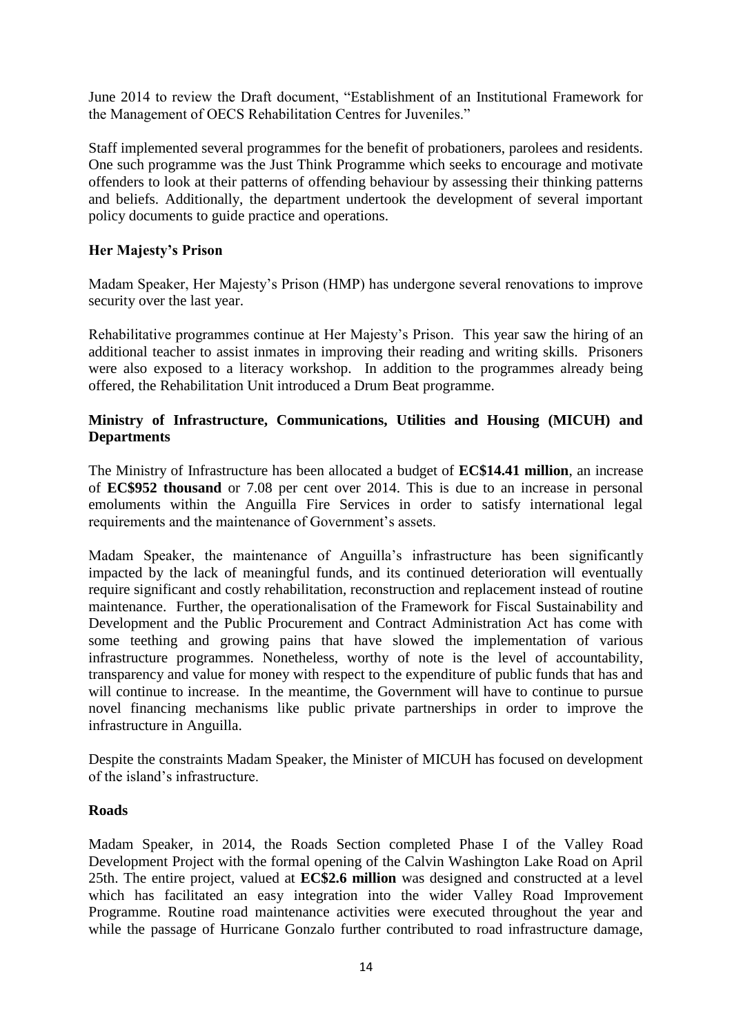June 2014 to review the Draft document, "Establishment of an Institutional Framework for the Management of OECS Rehabilitation Centres for Juveniles."

Staff implemented several programmes for the benefit of probationers, parolees and residents. One such programme was the Just Think Programme which seeks to encourage and motivate offenders to look at their patterns of offending behaviour by assessing their thinking patterns and beliefs. Additionally, the department undertook the development of several important policy documents to guide practice and operations.

**Her Majesty's Prison**

Madam Speaker, Her Majesty's Prison (HMP) has undergone several renovations to improve security over the last year.

Rehabilitative programmes continue at Her Majesty's Prison. This year saw the hiring of an additional teacher to assist inmates in improving their reading and writing skills. Prisoners were also exposed to a literacy workshop. In addition to the programmes already being offered, the Rehabilitation Unit introduced a Drum Beat programme.

**Ministry of Infrastructure, Communications, Utilities and Housing (MICUH) and Departments**

The Ministry of Infrastructure has been allocated a budget of **EC$14.41 million**, an increase of **EC$952 thousand** or 7.08 per cent over 2014. This is due to an increase in personal emoluments within the Anguilla Fire Services in order to satisfy international legal requirements and the maintenance of Government's assets.

Madam Speaker, the maintenance of Anguilla's infrastructure has been significantly impacted by the lack of meaningful funds, and its continued deterioration will eventually require significant and costly rehabilitation, reconstruction and replacement instead of routine maintenance. Further, the operationalisation of the Framework for Fiscal Sustainability and Development and the Public Procurement and Contract Administration Act has come with some teething and growing pains that have slowed the implementation of various infrastructure programmes. Nonetheless, worthy of note is the level of accountability, transparency and value for money with respect to the expenditure of public funds that has and will continue to increase. In the meantime, the Government will have to continue to pursue novel financing mechanisms like public private partnerships in order to improve the infrastructure in Anguilla.

Despite the constraints Madam Speaker, the Minister of MICUH has focused on development of the island's infrastructure.

**Roads**

Madam Speaker, in 2014, the Roads Section completed Phase I of the Valley Road Development Project with the formal opening of the Calvin Washington Lake Road on April 25th. The entire project, valued at **EC$2.6 million** was designed and constructed at a level which has facilitated an easy integration into the wider Valley Road Improvement Programme. Routine road maintenance activities were executed throughout the year and while the passage of Hurricane Gonzalo further contributed to road infrastructure damage,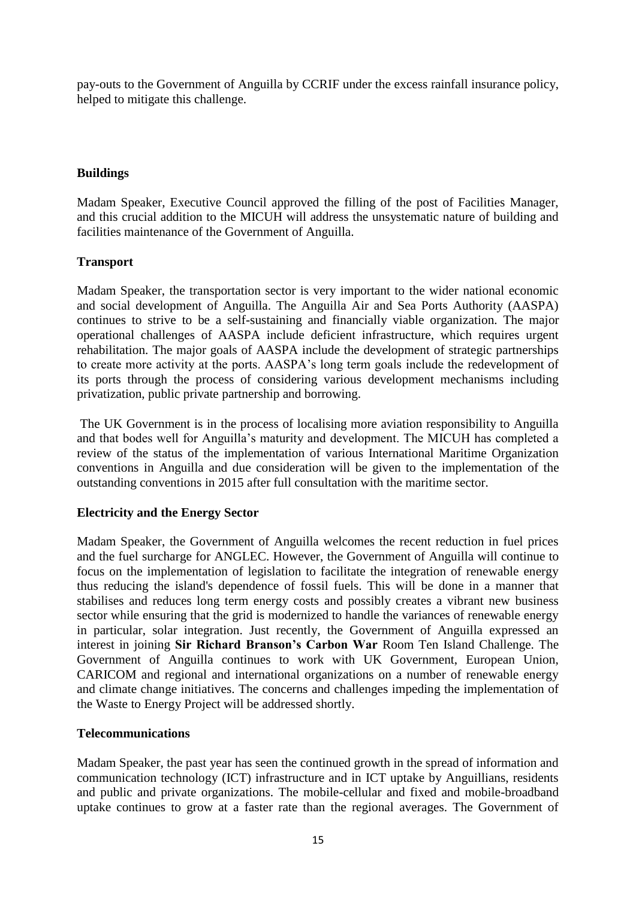pay-outs to the Government of Anguilla by CCRIF under the excess rainfall insurance policy, helped to mitigate this challenge.

### Buildings

Madam Speaker, Executive Council approved the filling of the post of Facilities Manager, and this crucial addition to the MICUH will address the unsystematic nature of building and facilities maintenance of the Government of Anguilla.

### Transport

Madam Speaker, the transportation sector is very important to the wider national economic and social development of Anguilla. The Anguilla Air and Sea Ports Authority (AASPA) continues to strive to be a self-sustaining and financially viable organization. The major operational challenges of AASPA include deficient infrastructure, which requires urgent rehabilitation. The major goals of AASPA include the development of strategic partnerships to create more activity at the ports. AASPA's long term goals include the redevelopment of its ports through the process of considering various development mechanisms including privatization, public private partnership and borrowing.

The UK Government is in the process of localising more aviation responsibility to Anguilla and that bodes well for Anguilla's maturity and development. The MICUH has completed a review of the status of the implementation of various International Maritime Organization conventions in Anguilla and due consideration will be given to the implementation of the outstanding conventions in 2015 after full consultation with the maritime sector.

### Electricity and the Energy Sector

Madam Speaker, the Government of Anguilla welcomes the recent reduction in fuel prices and the fuel surcharge for ANGLEC. However, the Government of Anguilla will continue to focus on the implementation of legislation to facilitate the integration of renewable energy thus reducing the island's dependence of fossil fuels. This will be done in a manner that stabilises and reduces long term energy costs and possibly creates a vibrant new business sector while ensuring that the grid is modernized to handle the variances of renewable energy in particular, solar integration. Just recently, the Government of Anguilla expressed an interest in joining **Sir Richard Branson's Carbon War** Room Ten Island Challenge. The Government of Anguilla continues to work with UK Government, European Union, CARICOM and regional and international organizations on a number of renewable energy and climate change initiatives. The concerns and challenges impeding the implementation of the Waste to Energy Project will be addressed shortly.

### Telecommunications

Madam Speaker, the past year has seen the continued growth in the spread of information and communication technology (ICT) infrastructure and in ICT uptake by Anguillians, residents and public and private organizations. The mobile-cellular and fixed and mobile-broadband uptake continues to grow at a faster rate than the regional averages. The Government of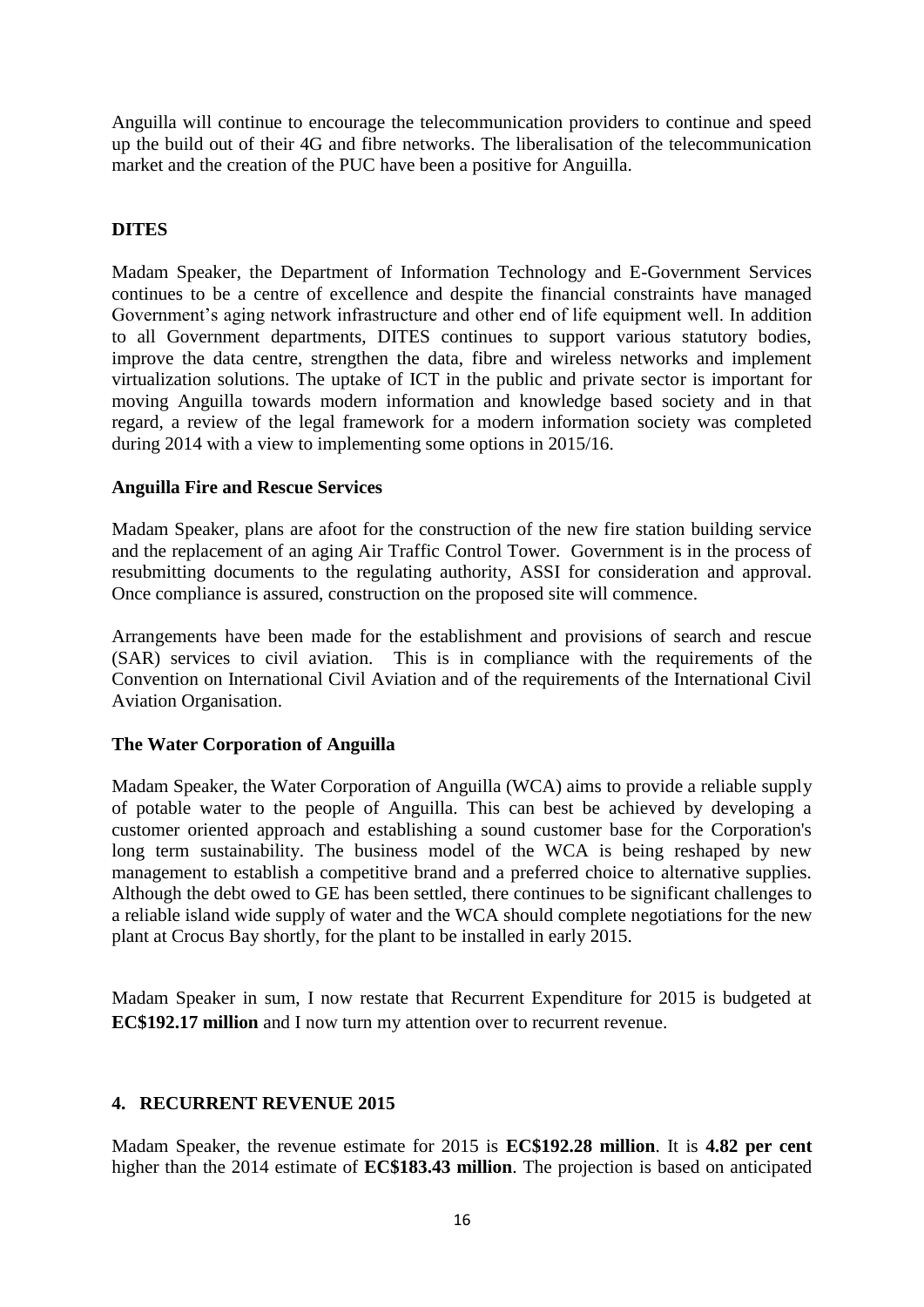Anguilla will continue to encourage the telecommunication providers to continue and speed up the build out of their 4G and fibre networks. The liberalisation of the telecommunication market and the creation of the PUC have been a positive for Anguilla.

**DITES**

Madam Speaker, the Department of Information Technology and E-Government Services continues to be a centre of excellence and despite the financial constraints have managed Government's aging network infrastructure and other end of life equipment well. In addition to all Government departments, DITES continues to support various statutory bodies, improve the data centre, strengthen the data, fibre and wireless networks and implement virtualization solutions. The uptake of ICT in the public and private sector is important for moving Anguilla towards modern information and knowledge based society and in that regard, a review of the legal framework for a modern information society was completed during 2014 with a view to implementing some options in 2015/16.

**Anguilla Fire and Rescue Services**

Madam Speaker, plans are afoot for the construction of the new fire station building service and the replacement of an aging Air Traffic Control Tower. Government is in the process of resubmitting documents to the regulating authority, ASSI for consideration and approval. Once compliance is assured, construction on the proposed site will commence.

Arrangements have been made for the establishment and provisions of search and rescue (SAR) services to civil aviation. This is in compliance with the requirements of the Convention on International Civil Aviation and of the requirements of the International Civil Aviation Organisation.

**The Water Corporation of Anguilla**

Madam Speaker, the Water Corporation of Anguilla (WCA) aims to provide a reliable supply of potable water to the people of Anguilla. This can best be achieved by developing a customer oriented approach and establishing a sound customer base for the Corporation's long term sustainability. The business model of the WCA is being reshaped by new management to establish a competitive brand and a preferred choice to alternative supplies. Although the debt owed to GE has been settled, there continues to be significant challenges to a reliable island wide supply of water and the WCA should complete negotiations for the new plant at Crocus Bay shortly, for the plant to be installed in early 2015.

Madam Speaker in sum, I now restate that Recurrent Expenditure for 2015 is budgeted at **EC$192.17 million** and I now turn my attention over to recurrent revenue.

## 4. RECURRENT REVENUE 2015

Madam Speaker, the revenue estimate for 2015 is **EC$192.28 million**. It is **4.82 per cent** higher than the 2014 estimate of **EC$183.43 million**. The projection is based on anticipated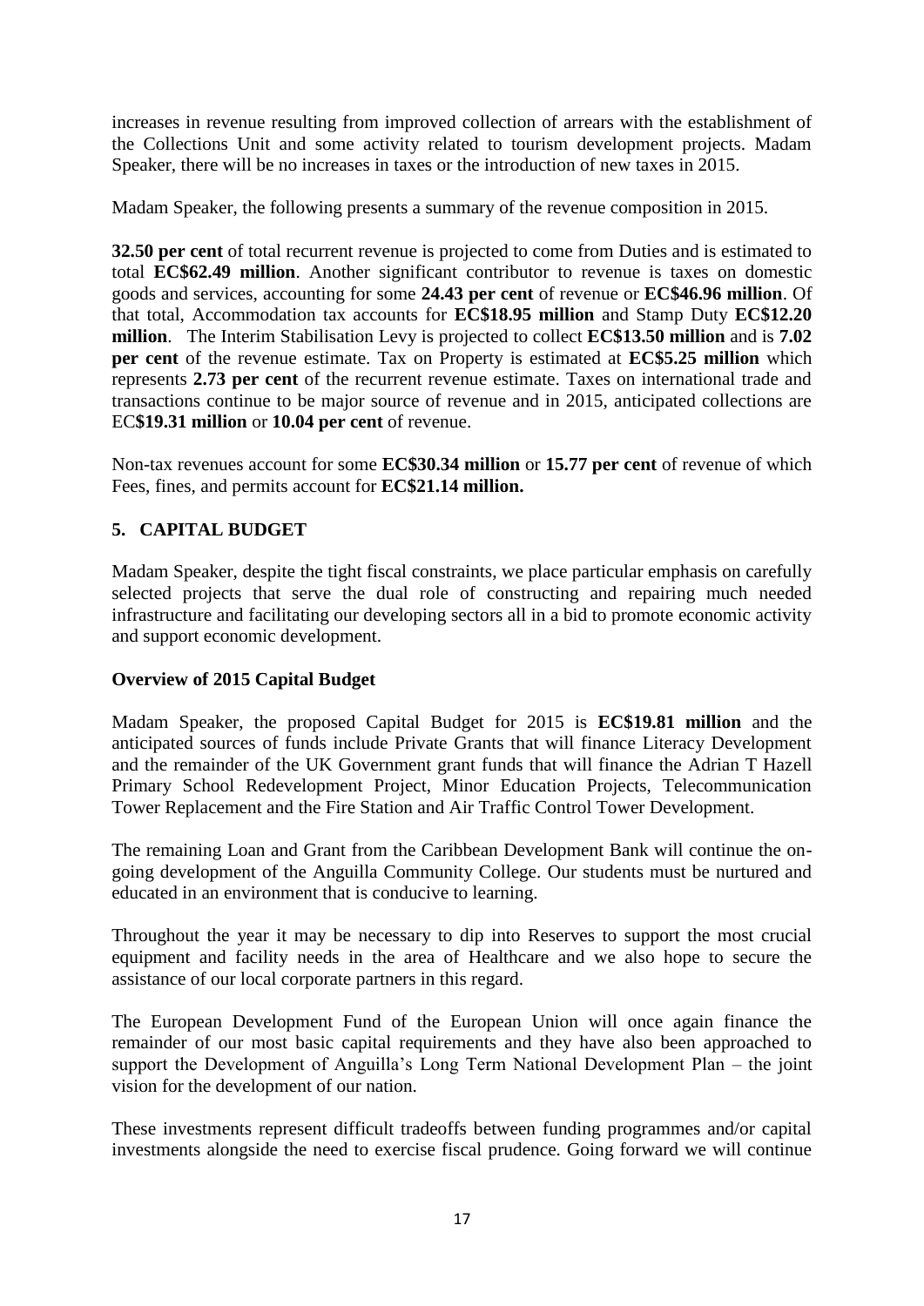increases in revenue resulting from improved collection of arrears with the establishment of the Collections Unit and some activity related to tourism development projects. Madam Speaker, there will be no increases in taxes or the introduction of new taxes in 2015.

Madam Speaker, the following presents a summary of the revenue composition in 2015.

**32.50 per cent** of total recurrent revenue is projected to come from Duties and is estimated to total **EC$62.49 million**. Another significant contributor to revenue is taxes on domestic goods and services, accounting for some **24.43 per cent** of revenue or **EC$46.96 million**. Of that total, Accommodation tax accounts for **EC$18.95 million** and Stamp Duty **EC$12.20 million**. The Interim Stabilisation Levy is projected to collect **EC$13.50 million** and is **7.02 per cent** of the revenue estimate. Tax on Property is estimated at **EC$5.25 million** which represents **2.73 per cent** of the recurrent revenue estimate. Taxes on international trade and transactions continue to be major source of revenue and in 2015, anticipated collections are EC**$19.31 million** or **10.04 per cent** of revenue.

Non-tax revenues account for some **EC$30.34 million** or **15.77 per cent** of revenue of which Fees, fines, and permits account for **EC$21.14 million.**

## 5. CAPITAL BUDGET

Madam Speaker, despite the tight fiscal constraints, we place particular emphasis on carefully selected projects that serve the dual role of constructing and repairing much needed infrastructure and facilitating our developing sectors all in a bid to promote economic activity and support economic development.

### Overview of 2015 Capital Budget

Madam Speaker, the proposed Capital Budget for 2015 is **EC$19.81 million** and the anticipated sources of funds include Private Grants that will finance Literacy Development and the remainder of the UK Government grant funds that will finance the Adrian T Hazell Primary School Redevelopment Project, Minor Education Projects, Telecommunication Tower Replacement and the Fire Station and Air Traffic Control Tower Development.

The remaining Loan and Grant from the Caribbean Development Bank will continue the on-going development of the Anguilla Community College. Our students must be nurtured and educated in an environment that is conducive to learning.

Throughout the year it may be necessary to dip into Reserves to support the most crucial equipment and facility needs in the area of Healthcare and we also hope to secure the assistance of our local corporate partners in this regard.

The European Development Fund of the European Union will once again finance the remainder of our most basic capital requirements and they have also been approached to support the Development of Anguilla's Long Term National Development Plan – the joint vision for the development of our nation.

These investments represent difficult tradeoffs between funding programmes and/or capital investments alongside the need to exercise fiscal prudence. Going forward we will continue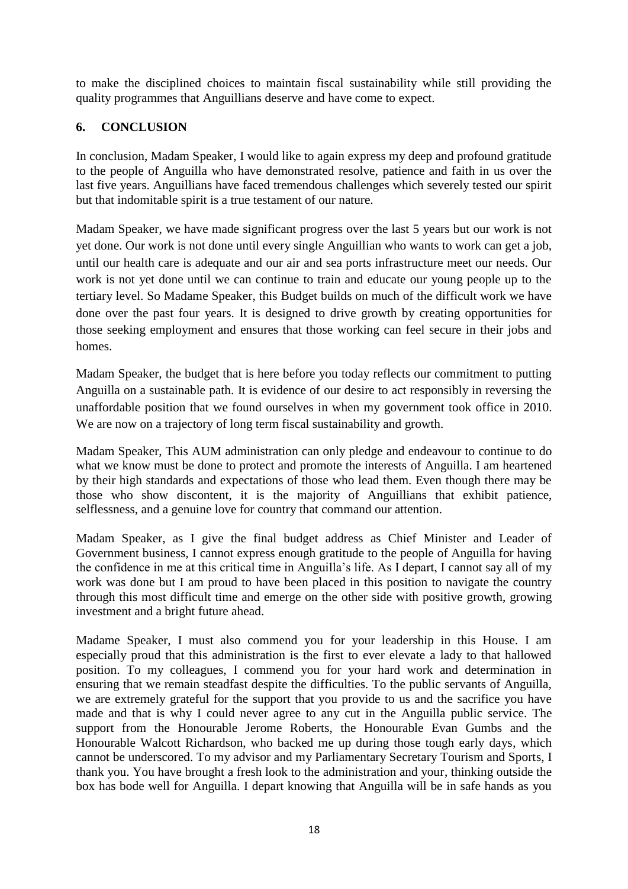to make the disciplined choices to maintain fiscal sustainability while still providing the quality programmes that Anguillians deserve and have come to expect.

## 6. CONCLUSION

In conclusion, Madam Speaker, I would like to again express my deep and profound gratitude to the people of Anguilla who have demonstrated resolve, patience and faith in us over the last five years. Anguillians have faced tremendous challenges which severely tested our spirit but that indomitable spirit is a true testament of our nature.

Madam Speaker, we have made significant progress over the last 5 years but our work is not yet done. Our work is not done until every single Anguillian who wants to work can get a job, until our health care is adequate and our air and sea ports infrastructure meet our needs. Our work is not yet done until we can continue to train and educate our young people up to the tertiary level. So Madame Speaker, this Budget builds on much of the difficult work we have done over the past four years. It is designed to drive growth by creating opportunities for those seeking employment and ensures that those working can feel secure in their jobs and homes.

Madam Speaker, the budget that is here before you today reflects our commitment to putting Anguilla on a sustainable path. It is evidence of our desire to act responsibly in reversing the unaffordable position that we found ourselves in when my government took office in 2010. We are now on a trajectory of long term fiscal sustainability and growth.

Madam Speaker, This AUM administration can only pledge and endeavour to continue to do what we know must be done to protect and promote the interests of Anguilla. I am heartened by their high standards and expectations of those who lead them. Even though there may be those who show discontent, it is the majority of Anguillians that exhibit patience, selflessness, and a genuine love for country that command our attention.

Madam Speaker, as I give the final budget address as Chief Minister and Leader of Government business, I cannot express enough gratitude to the people of Anguilla for having the confidence in me at this critical time in Anguilla's life. As I depart, I cannot say all of my work was done but I am proud to have been placed in this position to navigate the country through this most difficult time and emerge on the other side with positive growth, growing investment and a bright future ahead.

Madame Speaker, I must also commend you for your leadership in this House. I am especially proud that this administration is the first to ever elevate a lady to that hallowed position. To my colleagues, I commend you for your hard work and determination in ensuring that we remain steadfast despite the difficulties. To the public servants of Anguilla, we are extremely grateful for the support that you provide to us and the sacrifice you have made and that is why I could never agree to any cut in the Anguilla public service. The support from the Honourable Jerome Roberts, the Honourable Evan Gumbs and the Honourable Walcott Richardson, who backed me up during those tough early days, which cannot be underscored. To my advisor and my Parliamentary Secretary Tourism and Sports, I thank you. You have brought a fresh look to the administration and your, thinking outside the box has bode well for Anguilla. I depart knowing that Anguilla will be in safe hands as you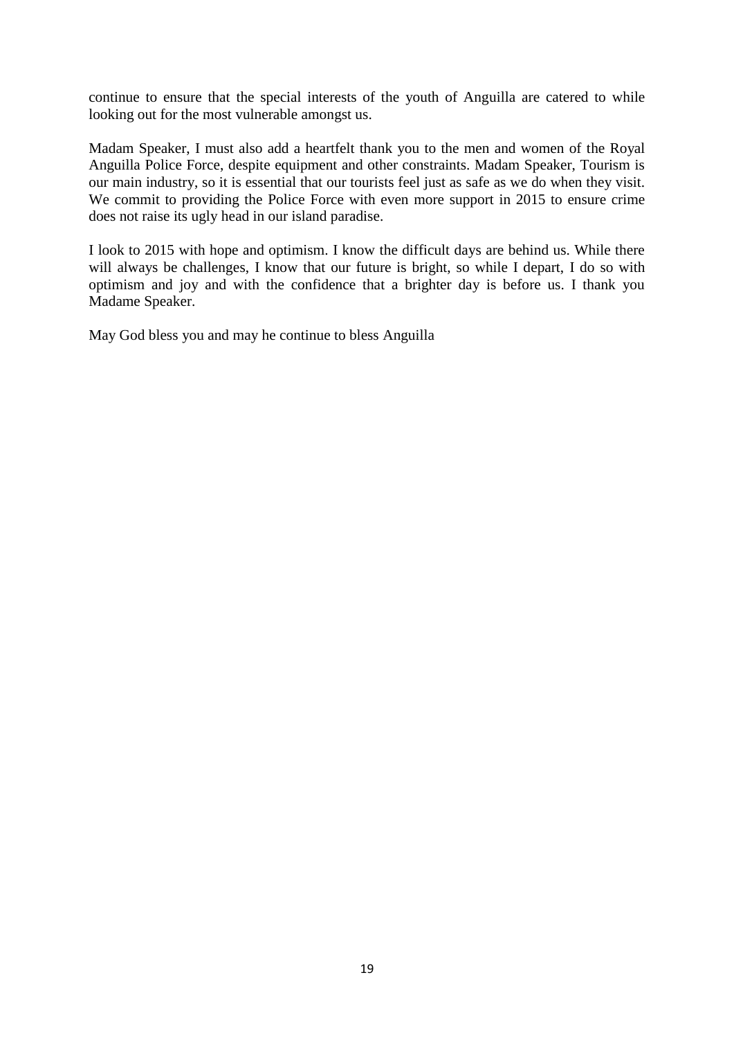continue to ensure that the special interests of the youth of Anguilla are catered to while looking out for the most vulnerable amongst us.

Madam Speaker, I must also add a heartfelt thank you to the men and women of the Royal Anguilla Police Force, despite equipment and other constraints. Madam Speaker, Tourism is our main industry, so it is essential that our tourists feel just as safe as we do when they visit. We commit to providing the Police Force with even more support in 2015 to ensure crime does not raise its ugly head in our island paradise.

I look to 2015 with hope and optimism. I know the difficult days are behind us. While there will always be challenges, I know that our future is bright, so while I depart, I do so with optimism and joy and with the confidence that a brighter day is before us. I thank you Madame Speaker.

May God bless you and may he continue to bless Anguilla